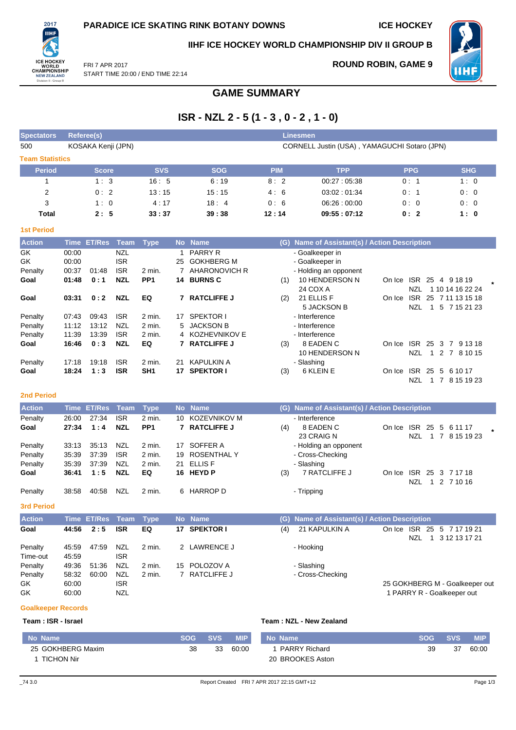PARADICE ICE SKATING RINK BOTANY DOWNS

ICE HOCKEY

IIHF ICE HOCKEY WORLD CHAMPIONSHIP DIV II GROUP B

FRI 7 APR 2017
START TIME 20:00 / END TIME 22:14

ROUND ROBIN, GAME 9

# GAME SUMMARY

## ISR - NZL 2 - 5 (1 - 3 , 0 - 2 , 1 - 0)

| Spectators | Referee(s) | Linesmen |
|---|---|---|
| 500 | KOSAKA Kenji (JPN) | CORNELL Justin (USA) , YAMAGUCHI Sotaro (JPN) |

### Team Statistics

| Period | Score | SVS | SOG | PIM | TPP | PPG | SHG |
|---|---|---|---|---|---|---|---|
| 1 | 1 : 3 | 16 : 5 | 6 : 19 | 8 : 2 | 00:27 : 05:38 | 0 : 1 | 1 : 0 |
| 2 | 0 : 2 | 13 : 15 | 15 : 15 | 4 : 6 | 03:02 : 01:34 | 0 : 1 | 0 : 0 |
| 3 | 1 : 0 | 4 : 17 | 18 : 4 | 0 : 6 | 06:26 : 00:00 | 0 : 0 | 0 : 0 |
| **Total** | **2 : 5** | **33 : 37** | **39 : 38** | **12 : 14** | **09:55 : 07:12** | **0 : 2** | **1 : 0** |

### 1st Period

| Action | Time | ET/Res | Team | Type | No | Name | (G) | Name of Assistant(s) / Action Description | |
|---|---|---|---|---|---|---|---|---|---|
| GK | 00:00 | | NZL | | 1 | PARRY R | | - Goalkeeper in | |
| GK | 00:00 | | ISR | | 25 | GOKHBERG M | | - Goalkeeper in | |
| Penalty | 00:37 | 01:48 | ISR | 2 min. | 7 | AHARONOVICH R | | - Holding an opponent | |
| **Goal** | **01:48** | **0 : 1** | **NZL** | **PP1** | **14** | **BURNS C** | (1) | 10 HENDERSON N<br>24 COX A | On Ice ISR 25 4 9 18 19<br>NZL 1 10 14 16 22 24 * |
| **Goal** | **03:31** | **0 : 2** | **NZL** | **EQ** | **7** | **RATCLIFFE J** | (2) | 21 ELLIS F<br>5 JACKSON B | On Ice ISR 25 7 11 13 15 18<br>NZL 1 5 7 15 21 23 |
| Penalty | 07:43 | 09:43 | ISR | 2 min. | 17 | SPEKTOR I | | - Interference | |
| Penalty | 11:12 | 13:12 | NZL | 2 min. | 5 | JACKSON B | | - Interference | |
| Penalty | 11:39 | 13:39 | ISR | 2 min. | 4 | KOZHEVNIKOV E | | - Interference | |
| **Goal** | **16:46** | **0 : 3** | **NZL** | **EQ** | **7** | **RATCLIFFE J** | (3) | 8 EADEN C<br>10 HENDERSON N | On Ice ISR 25 3 7 9 13 18<br>NZL 1 2 7 8 10 15 |
| Penalty | 17:18 | 19:18 | ISR | 2 min. | 21 | KAPULKIN A | | - Slashing | |
| **Goal** | **18:24** | **1 : 3** | **ISR** | **SH1** | **17** | **SPEKTOR I** | (3) | 6 KLEIN E | On Ice ISR 25 5 6 10 17<br>NZL 1 7 8 15 19 23 |

### 2nd Period

| Action | Time | ET/Res | Team | Type | No | Name | (G) | Name of Assistant(s) / Action Description | |
|---|---|---|---|---|---|---|---|---|---|
| Penalty | 26:00 | 27:34 | ISR | 2 min. | 10 | KOZEVNIKOV M | | - Interference | |
| **Goal** | **27:34** | **1 : 4** | **NZL** | **PP1** | **7** | **RATCLIFFE J** | (4) | 8 EADEN C<br>23 CRAIG N | On Ice ISR 25 5 6 11 17<br>NZL 1 7 8 15 19 23 * |
| Penalty | 33:13 | 35:13 | NZL | 2 min. | 17 | SOFFER A | | - Holding an opponent | |
| Penalty | 35:39 | 37:39 | ISR | 2 min. | 19 | ROSENTHAL Y | | - Cross-Checking | |
| Penalty | 35:39 | 37:39 | NZL | 2 min. | 21 | ELLIS F | | - Slashing | |
| **Goal** | **36:41** | **1 : 5** | **NZL** | **EQ** | **16** | **HEYD P** | (3) | 7 RATCLIFFE J | On Ice ISR 25 3 7 17 18<br>NZL 1 2 7 10 16 |
| Penalty | 38:58 | 40:58 | NZL | 2 min. | 6 | HARROP D | | - Tripping | |

### 3rd Period

| Action | Time | ET/Res | Team | Type | No | Name | (G) | Name of Assistant(s) / Action Description | |
|---|---|---|---|---|---|---|---|---|---|
| **Goal** | **44:56** | **2 : 5** | **ISR** | **EQ** | **17** | **SPEKTOR I** | (4) | 21 KAPULKIN A | On Ice ISR 25 5 7 17 19 21<br>NZL 1 3 12 13 17 21 |
| Penalty | 45:59 | 47:59 | NZL | 2 min. | 2 | LAWRENCE J | | - Hooking | |
| Time-out | 45:59 | | ISR | | | | | | |
| Penalty | 49:36 | 51:36 | NZL | 2 min. | 15 | POLOZOV A | | - Slashing | |
| Penalty | 58:32 | 60:00 | NZL | 2 min. | 7 | RATCLIFFE J | | - Cross-Checking | |
| GK | 60:00 | | ISR | | | | | | 25 GOKHBERG M - Goalkeeper out |
| GK | 60:00 | | NZL | | | | | | 1 PARRY R - Goalkeeper out |

### Goalkeeper Records

**Team : ISR - Israel**

| No Name | SOG | SVS | MIP |
|---|---|---|---|
| 25 GOKHBERG Maxim | 38 | 33 | 60:00 |
| 1 TICHON Nir | | | |

**Team : NZL - New Zealand**

| No Name | SOG | SVS | MIP |
|---|---|---|---|
| 1 PARRY Richard | 39 | 37 | 60:00 |
| 20 BROOKES Aston | | | |

_74 3.0 Report Created FRI 7 APR 2017 22:15 GMT+12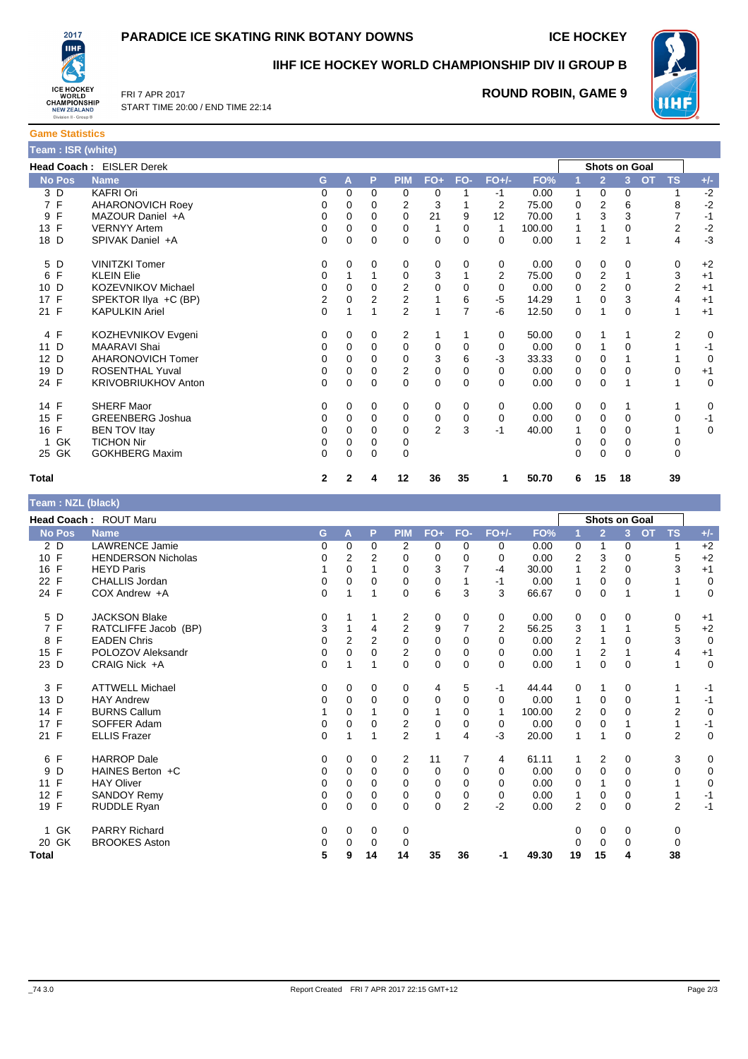# PARADICE ICE SKATING RINK BOTANY DOWNS

**ICE HOCKEY**

## IIHF ICE HOCKEY WORLD CHAMPIONSHIP DIV II GROUP B

FRI 7 APR 2017
START TIME 20:00 / END TIME 22:14

**ROUND ROBIN, GAME 9**

### Game Statistics

**Team : ISR (white)**

**Head Coach :** EISLER Derek

| No | Pos | Name | G | A | P | PIM | FO+ | FO- | FO+/- | FO% | Shots on Goal 1 | 2 | 3 | OT | TS | +/- |
|---|---|---|---|---|---|---|---|---|---|---|---|---|---|---|---|---|
| 3 | D | KAFRI Ori | 0 | 0 | 0 | 0 | 0 | 1 | -1 | 0.00 | 1 | 0 | 0 | | 1 | -2 |
| 7 | F | AHARONOVICH Roey | 0 | 0 | 0 | 2 | 3 | 1 | 2 | 75.00 | 0 | 2 | 6 | | 8 | -2 |
| 9 | F | MAZOUR Daniel +A | 0 | 0 | 0 | 0 | 21 | 9 | 12 | 70.00 | 1 | 3 | 3 | | 7 | -1 |
| 13 | F | VERNYY Artem | 0 | 0 | 0 | 0 | 1 | 0 | 1 | 100.00 | 1 | 1 | 0 | | 2 | -2 |
| 18 | D | SPIVAK Daniel +A | 0 | 0 | 0 | 0 | 0 | 0 | 0 | 0.00 | 1 | 2 | 1 | | 4 | -3 |
| 5 | D | VINITZKI Tomer | 0 | 0 | 0 | 0 | 0 | 0 | 0 | 0.00 | 0 | 0 | 0 | | 0 | +2 |
| 6 | F | KLEIN Elie | 0 | 1 | 1 | 0 | 3 | 1 | 2 | 75.00 | 0 | 2 | 1 | | 3 | +1 |
| 10 | D | KOZEVNIKOV Michael | 0 | 0 | 0 | 2 | 0 | 0 | 0 | 0.00 | 0 | 2 | 0 | | 2 | +1 |
| 17 | F | SPEKTOR Ilya +C (BP) | 2 | 0 | 2 | 2 | 1 | 6 | -5 | 14.29 | 1 | 0 | 3 | | 4 | +1 |
| 21 | F | KAPULKIN Ariel | 0 | 1 | 1 | 2 | 1 | 7 | -6 | 12.50 | 0 | 1 | 0 | | 1 | +1 |
| 4 | F | KOZHEVNIKOV Evgeni | 0 | 0 | 0 | 2 | 1 | 1 | 0 | 50.00 | 0 | 1 | 1 | | 2 | 0 |
| 11 | D | MAARAVI Shai | 0 | 0 | 0 | 0 | 0 | 0 | 0 | 0.00 | 0 | 1 | 0 | | 1 | -1 |
| 12 | D | AHARONOVICH Tomer | 0 | 0 | 0 | 0 | 3 | 6 | -3 | 33.33 | 0 | 0 | 1 | | 1 | 0 |
| 19 | D | ROSENTHAL Yuval | 0 | 0 | 0 | 2 | 0 | 0 | 0 | 0.00 | 0 | 0 | 0 | | 0 | +1 |
| 24 | F | KRIVOBRIUKHOV Anton | 0 | 0 | 0 | 0 | 0 | 0 | 0 | 0.00 | 0 | 0 | 1 | | 1 | 0 |
| 14 | F | SHERF Maor | 0 | 0 | 0 | 0 | 0 | 0 | 0 | 0.00 | 0 | 0 | 1 | | 1 | 0 |
| 15 | F | GREENBERG Joshua | 0 | 0 | 0 | 0 | 0 | 0 | 0 | 0.00 | 0 | 0 | 0 | | 0 | -1 |
| 16 | F | BEN TOV Itay | 0 | 0 | 0 | 0 | 2 | 3 | -1 | 40.00 | 1 | 0 | 0 | | 1 | 0 |
| 1 | GK | TICHON Nir | 0 | 0 | 0 | 0 | | | | | 0 | 0 | 0 | | 0 | |
| 25 | GK | GOKHBERG Maxim | 0 | 0 | 0 | 0 | | | | | 0 | 0 | 0 | | 0 | |
| **Total** | | | **2** | **2** | **4** | **12** | **36** | **35** | **1** | **50.70** | **6** | **15** | **18** | | **39** | |

**Team : NZL (black)**

**Head Coach :** ROUT Maru

| No | Pos | Name | G | A | P | PIM | FO+ | FO- | FO+/- | FO% | Shots on Goal 1 | 2 | 3 | OT | TS | +/- |
|---|---|---|---|---|---|---|---|---|---|---|---|---|---|---|---|---|
| 2 | D | LAWRENCE Jamie | 0 | 0 | 0 | 2 | 0 | 0 | 0 | 0.00 | 0 | 1 | 0 | | 1 | +2 |
| 10 | F | HENDERSON Nicholas | 0 | 2 | 2 | 0 | 0 | 0 | 0 | 0.00 | 2 | 3 | 0 | | 5 | +2 |
| 16 | F | HEYD Paris | 1 | 0 | 1 | 0 | 3 | 7 | -4 | 30.00 | 1 | 2 | 0 | | 3 | +1 |
| 22 | F | CHALLIS Jordan | 0 | 0 | 0 | 0 | 0 | 1 | -1 | 0.00 | 1 | 0 | 0 | | 1 | 0 |
| 24 | F | COX Andrew +A | 0 | 1 | 1 | 0 | 6 | 3 | 3 | 66.67 | 0 | 0 | 1 | | 1 | 0 |
| 5 | D | JACKSON Blake | 0 | 1 | 1 | 2 | 0 | 0 | 0 | 0.00 | 0 | 0 | 0 | | 0 | +1 |
| 7 | F | RATCLIFFE Jacob (BP) | 3 | 1 | 4 | 2 | 9 | 7 | 2 | 56.25 | 3 | 1 | 1 | | 5 | +2 |
| 8 | F | EADEN Chris | 0 | 2 | 2 | 0 | 0 | 0 | 0 | 0.00 | 2 | 1 | 0 | | 3 | 0 |
| 15 | F | POLOZOV Aleksandr | 0 | 0 | 0 | 2 | 0 | 0 | 0 | 0.00 | 1 | 2 | 1 | | 4 | +1 |
| 23 | D | CRAIG Nick +A | 0 | 1 | 1 | 0 | 0 | 0 | 0 | 0.00 | 1 | 0 | 0 | | 1 | 0 |
| 3 | F | ATTWELL Michael | 0 | 0 | 0 | 0 | 4 | 5 | -1 | 44.44 | 0 | 1 | 0 | | 1 | -1 |
| 13 | D | HAY Andrew | 0 | 0 | 0 | 0 | 0 | 0 | 0 | 0.00 | 1 | 0 | 0 | | 1 | -1 |
| 14 | F | BURNS Callum | 1 | 0 | 1 | 0 | 1 | 0 | 1 | 100.00 | 2 | 0 | 0 | | 2 | 0 |
| 17 | F | SOFFER Adam | 0 | 0 | 0 | 2 | 0 | 0 | 0 | 0.00 | 0 | 0 | 1 | | 1 | -1 |
| 21 | F | ELLIS Frazer | 0 | 1 | 1 | 2 | 1 | 4 | -3 | 20.00 | 1 | 1 | 0 | | 2 | 0 |
| 6 | F | HARROP Dale | 0 | 0 | 0 | 2 | 11 | 7 | 4 | 61.11 | 1 | 2 | 0 | | 3 | 0 |
| 9 | D | HAINES Berton +C | 0 | 0 | 0 | 0 | 0 | 0 | 0 | 0.00 | 0 | 0 | 0 | | 0 | 0 |
| 11 | F | HAY Oliver | 0 | 0 | 0 | 0 | 0 | 0 | 0 | 0.00 | 0 | 1 | 0 | | 1 | 0 |
| 12 | F | SANDOY Remy | 0 | 0 | 0 | 0 | 0 | 0 | 0 | 0.00 | 1 | 0 | 0 | | 1 | -1 |
| 19 | F | RUDDLE Ryan | 0 | 0 | 0 | 0 | 0 | 2 | -2 | 0.00 | 2 | 0 | 0 | | 2 | -1 |
| 1 | GK | PARRY Richard | 0 | 0 | 0 | 0 | | | | | 0 | 0 | 0 | | 0 | |
| 20 | GK | BROOKES Aston | 0 | 0 | 0 | 0 | | | | | 0 | 0 | 0 | | 0 | |
| **Total** | | | **5** | **9** | **14** | **14** | **35** | **36** | **-1** | **49.30** | **19** | **15** | **4** | | **38** | |

_74 3.0 Report Created FRI 7 APR 2017 22:15 GMT+12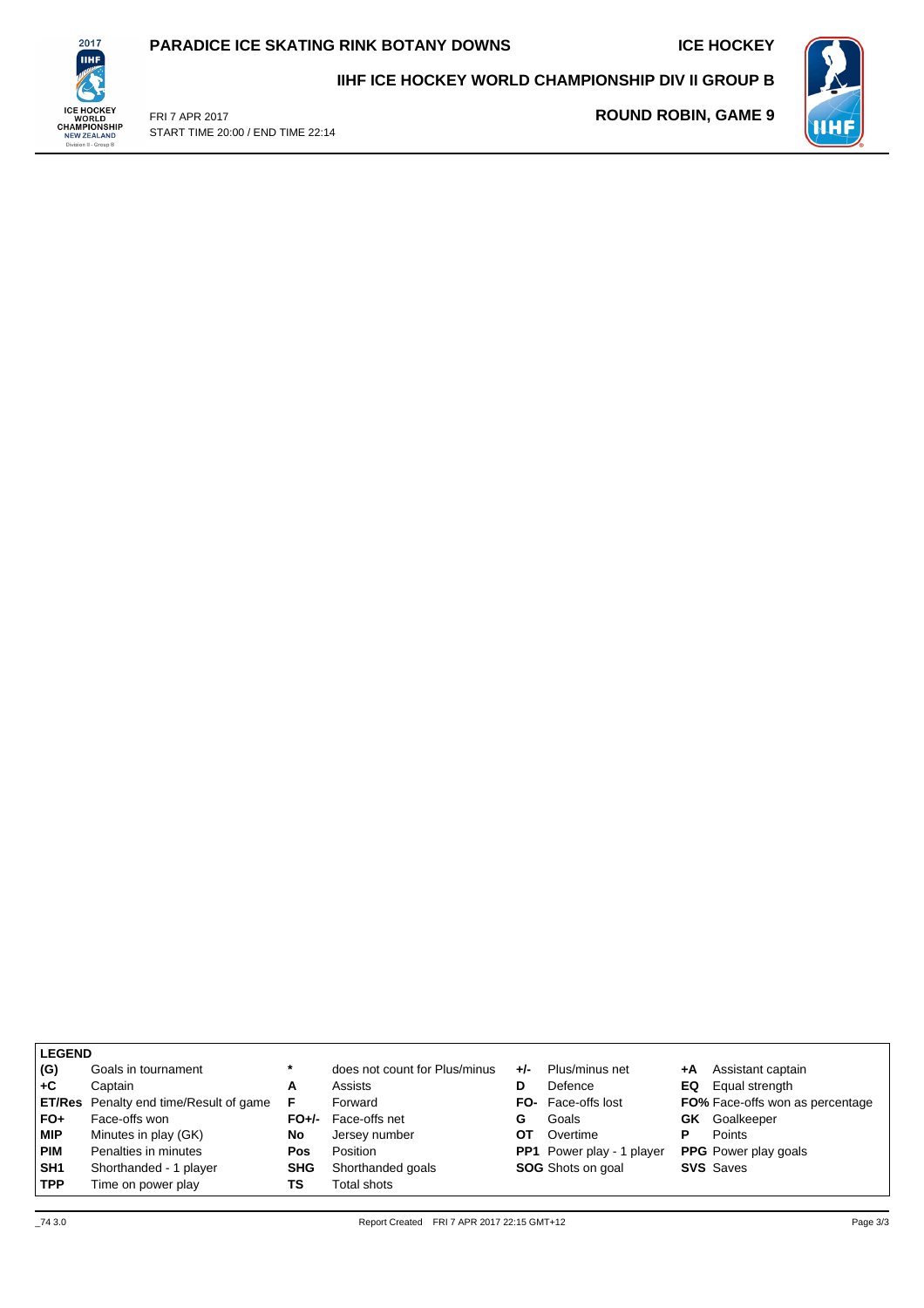# PARADICE ICE SKATING RINK BOTANY DOWNS

ICE HOCKEY

## IIHF ICE HOCKEY WORLD CHAMPIONSHIP DIV II GROUP B

FRI 7 APR 2017
START TIME 20:00 / END TIME 22:14

**ROUND ROBIN, GAME 9**

**LEGEND**

| | | | | | | | |
|---|---|---|---|---|---|---|---|
| **(G)** | Goals in tournament | ***** | does not count for Plus/minus | **+/-** | Plus/minus net | **+A** | Assistant captain |
| **+C** | Captain | **A** | Assists | **D** | Defence | **EQ** | Equal strength |
| **ET/Res** | Penalty end time/Result of game | **F** | Forward | **FO-** | Face-offs lost | **FO%** | Face-offs won as percentage |
| **FO+** | Face-offs won | **FO+/-** | Face-offs net | **G** | Goals | **GK** | Goalkeeper |
| **MIP** | Minutes in play (GK) | **No** | Jersey number | **OT** | Overtime | **P** | Points |
| **PIM** | Penalties in minutes | **Pos** | Position | **PP1** | Power play - 1 player | **PPG** | Power play goals |
| **SH1** | Shorthanded - 1 player | **SHG** | Shorthanded goals | **SOG** | Shots on goal | **SVS** | Saves |
| **TPP** | Time on power play | **TS** | Total shots | | | | |

_74 3.0

Report Created FRI 7 APR 2017 22:15 GMT+12